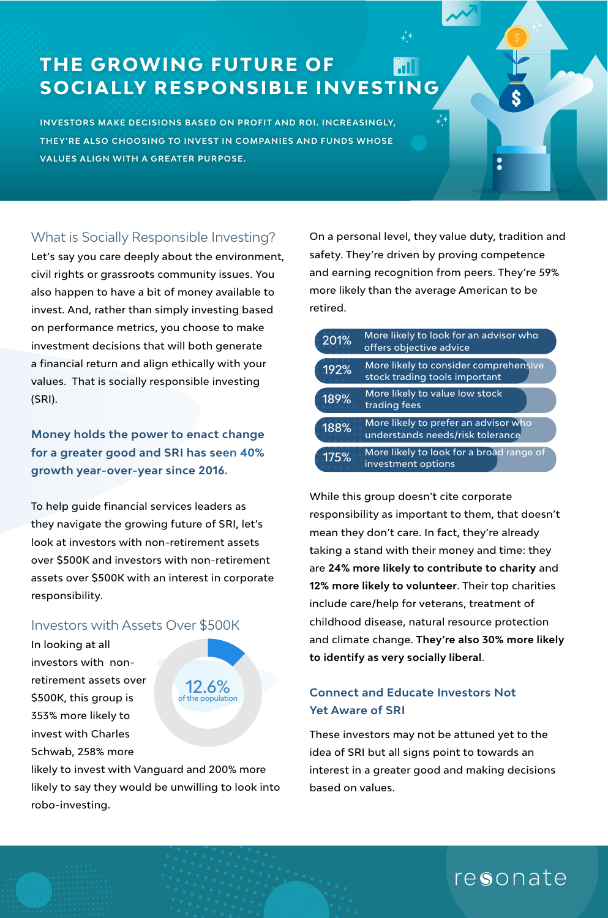# THE GROWING FUTURE OF SOCIALLY RESPONSIBLE INVESTING

INVESTORS MAKE DECISIONS BASED ON PROFIT AND ROI. INCREASINGLY, THEY'RE ALSO CHOOSING TO INVEST IN COMPANIES AND FUNDS WHOSE VALUES ALIGN WITH A GREATER PURPOSE.

## What is Socially Responsible Investing?

Let's say you care deeply about the environment, civil rights or grassroots community issues. You also happen to have a bit of money available to invest. And, rather than simply investing based on performance metrics, you choose to make investment decisions that will both generate a financial return and align ethically with your values. That is socially responsible investing (SRI).

**Money holds the power to enact change for a greater good and SRI has seen 40% growth year-over-year since 2016.**

To help guide financial services leaders as they navigate the growing future of SRI, let's look at investors with non-retirement assets over $500K and investors with non-retirement assets over $500K with an interest in corporate responsibility.

## Investors with Assets Over $500K

12.6% of the population

In looking at all investors with non-retirement assets over $500K, this group is 353% more likely to invest with Charles Schwab, 258% more likely to invest with Vanguard and 200% more likely to say they would be unwilling to look into robo-investing.

On a personal level, they value duty, tradition and safety. They're driven by proving competence and earning recognition from peers. They're 59% more likely than the average American to be retired.

- 201% More likely to look for an advisor who offers objective advice
- 192% More likely to consider comprehensive stock trading tools important
- 189% More likely to value low stock trading fees
- 188% More likely to prefer an advisor who understands needs/risk tolerance
- 175% More likely to look for a broad range of investment options

While this group doesn't cite corporate responsibility as important to them, that doesn't mean they don't care. In fact, they're already taking a stand with their money and time: they are **24% more likely to contribute to charity** and **12% more likely to volunteer**. Their top charities include care/help for veterans, treatment of childhood disease, natural resource protection and climate change. **They're also 30% more likely to identify as very socially liberal**.

## Connect and Educate Investors Not Yet Aware of SRI

These investors may not be attuned yet to the idea of SRI but all signs point to towards an interest in a greater good and making decisions based on values.

resonate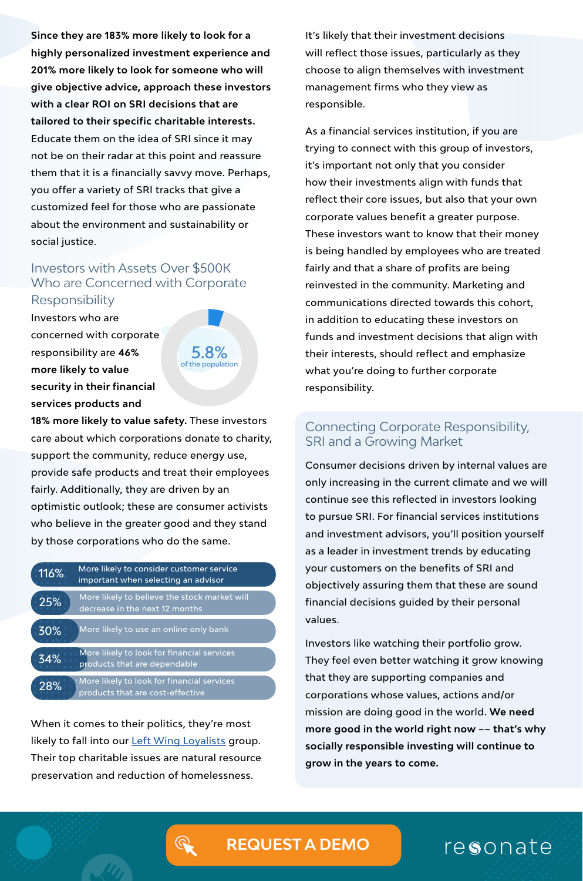**Since they are 183% more likely to look for a highly personalized investment experience and 201% more likely to look for someone who will give objective advice, approach these investors with a clear ROI on SRI decisions that are tailored to their specific charitable interests.** Educate them on the idea of SRI since it may not be on their radar at this point and reassure them that it is a financially savvy move. Perhaps, you offer a variety of SRI tracks that give a customized feel for those who are passionate about the environment and sustainability or social justice.

## Investors with Assets Over $500K Who are Concerned with Corporate Responsibility

5.8%
of the population

Investors who are concerned with corporate responsibility are **46% more likely to value security in their financial services products and 18% more likely to value safety.** These investors care about which corporations donate to charity, support the community, reduce energy use, provide safe products and treat their employees fairly. Additionally, they are driven by an optimistic outlook; these are consumer activists who believe in the greater good and they stand by those corporations who do the same.

116% More likely to consider customer service important when selecting an advisor

25% More likely to believe the stock market will decrease in the next 12 months

30% More likely to use an online only bank

34% More likely to look for financial services products that are dependable

28% More likely to look for financial services products that are cost-effective

When it comes to their politics, they're most likely to fall into our Left Wing Loyalists group. Their top charitable issues are natural resource preservation and reduction of homelessness.

It's likely that their investment decisions will reflect those issues, particularly as they choose to align themselves with investment management firms who they view as responsible.

As a financial services institution, if you are trying to connect with this group of investors, it's important not only that you consider how their investments align with funds that reflect their core issues, but also that your own corporate values benefit a greater purpose. These investors want to know that their money is being handled by employees who are treated fairly and that a share of profits are being reinvested in the community. Marketing and communications directed towards this cohort, in addition to educating these investors on funds and investment decisions that align with their interests, should reflect and emphasize what you're doing to further corporate responsibility.

## Connecting Corporate Responsibility, SRI and a Growing Market

Consumer decisions driven by internal values are only increasing in the current climate and we will continue see this reflected in investors looking to pursue SRI. For financial services institutions and investment advisors, you'll position yourself as a leader in investment trends by educating your customers on the benefits of SRI and objectively assuring them that these are sound financial decisions guided by their personal values.

Investors like watching their portfolio grow. They feel even better watching it grow knowing that they are supporting companies and corporations whose values, actions and/or mission are doing good in the world. **We need more good in the world right now –– that's why socially responsible investing will continue to grow in the years to come.**

REQUEST A DEMO

resonate